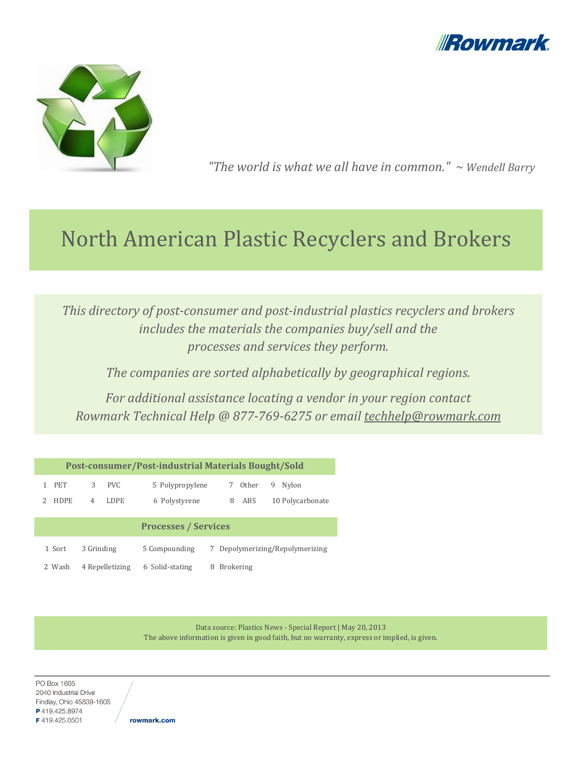Rowmark

*"The world is what we all have in common."* ~ *Wendell Barry*

# North American Plastic Recyclers and Brokers

*This directory of post-consumer and post-industrial plastics recyclers and brokers includes the materials the companies buy/sell and the processes and services they perform.*

*The companies are sorted alphabetically by geographical regions.*

*For additional assistance locating a vendor in your region contact Rowmark Technical Help @ 877-769-6275 or email techhelp@rowmark.com*

| Post-consumer/Post-industrial Materials Bought/Sold | | | | |
|---|---|---|---|---|
| 1 PET | 3 PVC | 5 Polypropylene | 7 Other | 9 Nylon |
| 2 HDPE | 4 LDPE | 6 Polystyrene | 8 ABS | 10 Polycarbonate |

| Processes / Services | | | |
|---|---|---|---|
| 1 Sort | 3 Grinding | 5 Compounding | 7 Depolymerizing/Repolymerizing |
| 2 Wash | 4 Repelletizing | 6 Solid-stating | 8 Brokering |

Data source: Plastics News - Special Report | May 20, 2013
The above information is given in good faith, but no warranty, express or implied, is given.

PO Box 1605
2040 Industrial Drive
Findlay, Ohio 45839-1605
**P** 419.425.8974
**F** 419.425.0501

rowmark.com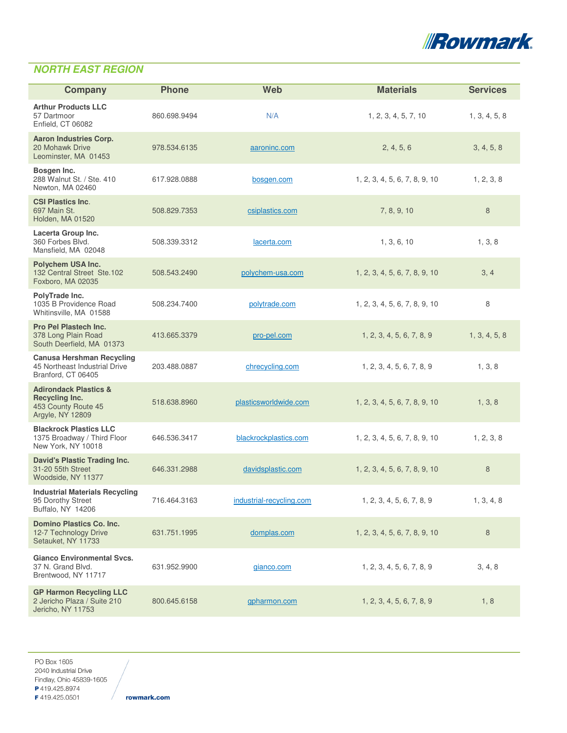## NORTH EAST REGION

| Company | Phone | Web | Materials | Services |
|---|---|---|---|---|
| **Arthur Products LLC**<br>57 Dartmoor<br>Enfield, CT 06082 | 860.698.9494 | N/A | 1, 2, 3, 4, 5, 7, 10 | 1, 3, 4, 5, 8 |
| **Aaron Industries Corp.**<br>20 Mohawk Drive<br>Leominster, MA 01453 | 978.534.6135 | aaroninc.com | 2, 4, 5, 6 | 3, 4, 5, 8 |
| **Bosgen Inc.**<br>288 Walnut St. / Ste. 410<br>Newton, MA 02460 | 617.928.0888 | bosgen.com | 1, 2, 3, 4, 5, 6, 7, 8, 9, 10 | 1, 2, 3, 8 |
| **CSI Plastics Inc**.<br>697 Main St.<br>Holden, MA 01520 | 508.829.7353 | csiplastics.com | 7, 8, 9, 10 | 8 |
| **Lacerta Group Inc.**<br>360 Forbes Blvd.<br>Mansfield, MA 02048 | 508.339.3312 | lacerta.com | 1, 3, 6, 10 | 1, 3, 8 |
| **Polychem USA Inc.**<br>132 Central Street Ste.102<br>Foxboro, MA 02035 | 508.543.2490 | polychem-usa.com | 1, 2, 3, 4, 5, 6, 7, 8, 9, 10 | 3, 4 |
| **PolyTrade Inc.**<br>1035 B Providence Road<br>Whitinsville, MA 01588 | 508.234.7400 | polytrade.com | 1, 2, 3, 4, 5, 6, 7, 8, 9, 10 | 8 |
| **Pro Pel Plastech Inc.**<br>378 Long Plain Road<br>South Deerfield, MA 01373 | 413.665.3379 | pro-pel.com | 1, 2, 3, 4, 5, 6, 7, 8, 9 | 1, 3, 4, 5, 8 |
| **Canusa Hershman Recycling**<br>45 Northeast Industrial Drive<br>Branford, CT 06405 | 203.488.0887 | chrecycling.com | 1, 2, 3, 4, 5, 6, 7, 8, 9 | 1, 3, 8 |
| **Adirondack Plastics & Recycling Inc.**<br>453 County Route 45<br>Argyle, NY 12809 | 518.638.8960 | plasticsworldwide.com | 1, 2, 3, 4, 5, 6, 7, 8, 9, 10 | 1, 3, 8 |
| **Blackrock Plastics LLC**<br>1375 Broadway / Third Floor<br>New York, NY 10018 | 646.536.3417 | blackrockplastics.com | 1, 2, 3, 4, 5, 6, 7, 8, 9, 10 | 1, 2, 3, 8 |
| **David's Plastic Trading Inc.**<br>31-20 55th Street<br>Woodside, NY 11377 | 646.331.2988 | davidsplastic.com | 1, 2, 3, 4, 5, 6, 7, 8, 9, 10 | 8 |
| **Industrial Materials Recycling**<br>95 Dorothy Street<br>Buffalo, NY 14206 | 716.464.3163 | industrial-recycling.com | 1, 2, 3, 4, 5, 6, 7, 8, 9 | 1, 3, 4, 8 |
| **Domino Plastics Co. Inc.**<br>12-7 Technology Drive<br>Setauket, NY 11733 | 631.751.1995 | domplas.com | 1, 2, 3, 4, 5, 6, 7, 8, 9, 10 | 8 |
| **Gianco Environmental Svcs.**<br>37 N. Grand Blvd.<br>Brentwood, NY 11717 | 631.952.9900 | gianco.com | 1, 2, 3, 4, 5, 6, 7, 8, 9 | 3, 4, 8 |
| **GP Harmon Recycling LLC**<br>2 Jericho Plaza / Suite 210<br>Jericho, NY 11753 | 800.645.6158 | gpharmon.com | 1, 2, 3, 4, 5, 6, 7, 8, 9 | 1, 8 |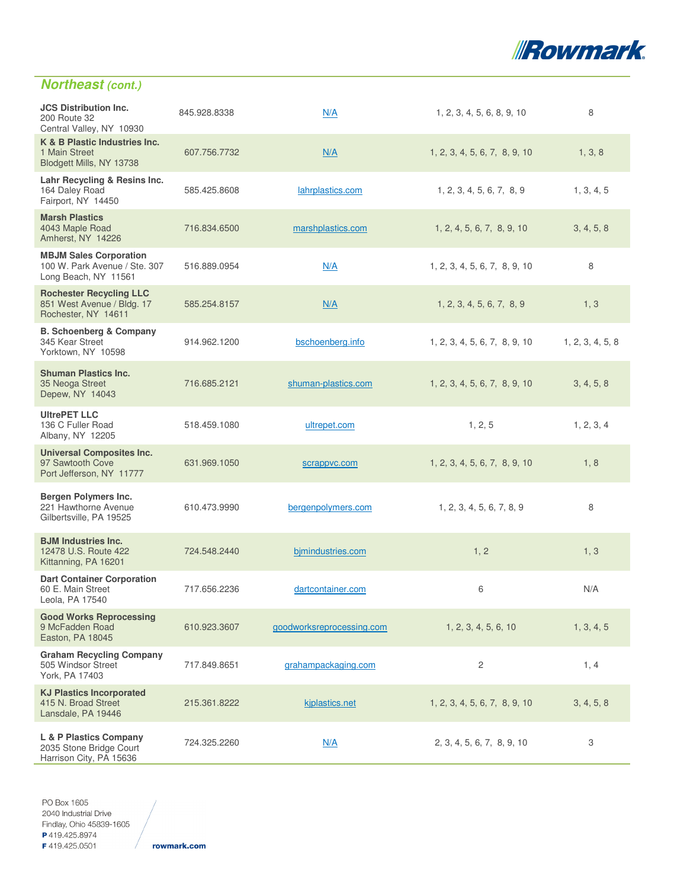## *Northeast (cont.)*

| | | | | |
|---|---|---|---|---|
| **JCS Distribution Inc.** 200 Route 32 Central Valley, NY 10930 | 845.928.8338 | N/A | 1, 2, 3, 4, 5, 6, 8, 9, 10 | 8 |
| **K & B Plastic Industries Inc.** 1 Main Street Blodgett Mills, NY 13738 | 607.756.7732 | N/A | 1, 2, 3, 4, 5, 6, 7, 8, 9, 10 | 1, 3, 8 |
| **Lahr Recycling & Resins Inc.** 164 Daley Road Fairport, NY 14450 | 585.425.8608 | lahrplastics.com | 1, 2, 3, 4, 5, 6, 7, 8, 9 | 1, 3, 4, 5 |
| **Marsh Plastics** 4043 Maple Road Amherst, NY 14226 | 716.834.6500 | marshplastics.com | 1, 2, 4, 5, 6, 7, 8, 9, 10 | 3, 4, 5, 8 |
| **MBJM Sales Corporation** 100 W. Park Avenue / Ste. 307 Long Beach, NY 11561 | 516.889.0954 | N/A | 1, 2, 3, 4, 5, 6, 7, 8, 9, 10 | 8 |
| **Rochester Recycling LLC** 851 West Avenue / Bldg. 17 Rochester, NY 14611 | 585.254.8157 | N/A | 1, 2, 3, 4, 5, 6, 7, 8, 9 | 1, 3 |
| **B. Schoenberg & Company** 345 Kear Street Yorktown, NY 10598 | 914.962.1200 | bschoenberg.info | 1, 2, 3, 4, 5, 6, 7, 8, 9, 10 | 1, 2, 3, 4, 5, 8 |
| **Shuman Plastics Inc.** 35 Neoga Street Depew, NY 14043 | 716.685.2121 | shuman-plastics.com | 1, 2, 3, 4, 5, 6, 7, 8, 9, 10 | 3, 4, 5, 8 |
| **UltrePET LLC** 136 C Fuller Road Albany, NY 12205 | 518.459.1080 | ultrepet.com | 1, 2, 5 | 1, 2, 3, 4 |
| **Universal Composites Inc.** 97 Sawtooth Cove Port Jefferson, NY 11777 | 631.969.1050 | scrappvc.com | 1, 2, 3, 4, 5, 6, 7, 8, 9, 10 | 1, 8 |
| **Bergen Polymers Inc.** 221 Hawthorne Avenue Gilbertsville, PA 19525 | 610.473.9990 | bergenpolymers.com | 1, 2, 3, 4, 5, 6, 7, 8, 9 | 8 |
| **BJM Industries Inc.** 12478 U.S. Route 422 Kittanning, PA 16201 | 724.548.2440 | bjmindustries.com | 1, 2 | 1, 3 |
| **Dart Container Corporation** 60 E. Main Street Leola, PA 17540 | 717.656.2236 | dartcontainer.com | 6 | N/A |
| **Good Works Reprocessing** 9 McFadden Road Easton, PA 18045 | 610.923.3607 | goodworksreprocessing.com | 1, 2, 3, 4, 5, 6, 10 | 1, 3, 4, 5 |
| **Graham Recycling Company** 505 Windsor Street York, PA 17403 | 717.849.8651 | grahampackaging.com | 2 | 1, 4 |
| **KJ Plastics Incorporated** 415 N. Broad Street Lansdale, PA 19446 | 215.361.8222 | kjplastics.net | 1, 2, 3, 4, 5, 6, 7, 8, 9, 10 | 3, 4, 5, 8 |
| **L & P Plastics Company** 2035 Stone Bridge Court Harrison City, PA 15636 | 724.325.2260 | N/A | 2, 3, 4, 5, 6, 7, 8, 9, 10 | 3 |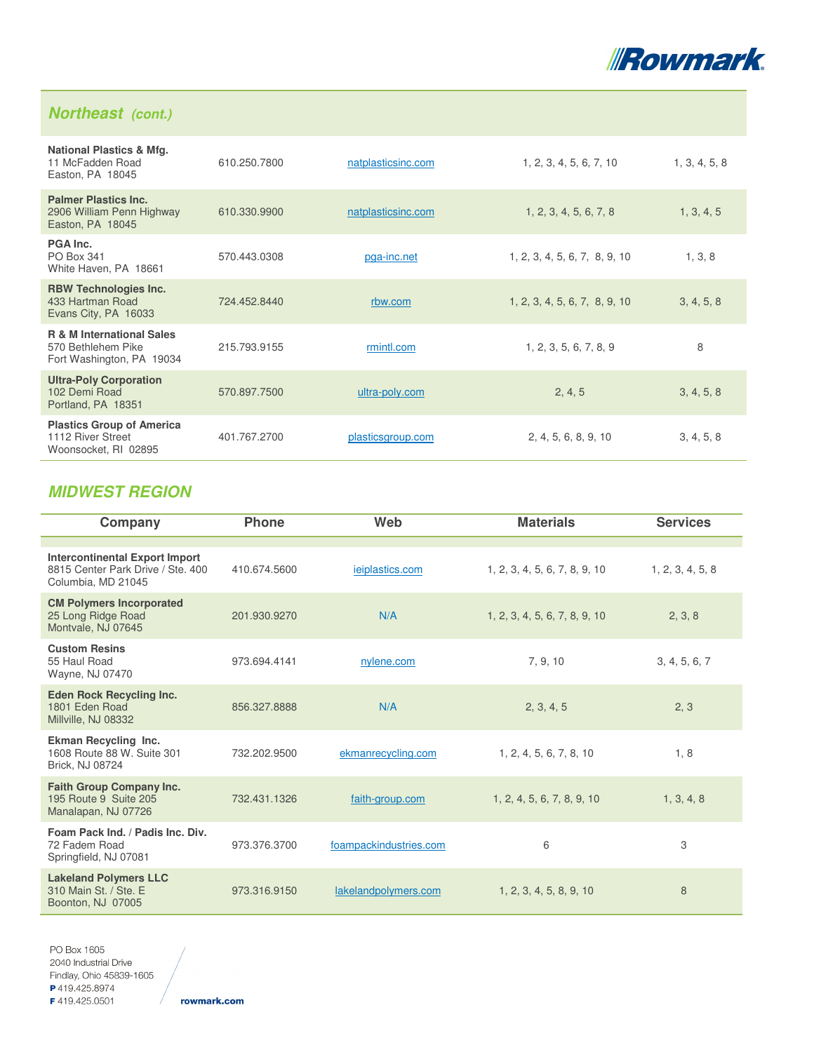## Northeast *(cont.)*

| Company | Phone | Web | Materials | Services |
|---|---|---|---|---|
| **National Plastics & Mfg.**<br>11 McFadden Road<br>Easton, PA 18045 | 610.250.7800 | natplasticsinc.com | 1, 2, 3, 4, 5, 6, 7, 10 | 1, 3, 4, 5, 8 |
| **Palmer Plastics Inc.**<br>2906 William Penn Highway<br>Easton, PA 18045 | 610.330.9900 | natplasticsinc.com | 1, 2, 3, 4, 5, 6, 7, 8 | 1, 3, 4, 5 |
| **PGA Inc.**<br>PO Box 341<br>White Haven, PA 18661 | 570.443.0308 | pga-inc.net | 1, 2, 3, 4, 5, 6, 7, 8, 9, 10 | 1, 3, 8 |
| **RBW Technologies Inc.**<br>433 Hartman Road<br>Evans City, PA 16033 | 724.452.8440 | rbw.com | 1, 2, 3, 4, 5, 6, 7, 8, 9, 10 | 3, 4, 5, 8 |
| **R & M International Sales**<br>570 Bethlehem Pike<br>Fort Washington, PA 19034 | 215.793.9155 | rmintl.com | 1, 2, 3, 5, 6, 7, 8, 9 | 8 |
| **Ultra-Poly Corporation**<br>102 Demi Road<br>Portland, PA 18351 | 570.897.7500 | ultra-poly.com | 2, 4, 5 | 3, 4, 5, 8 |
| **Plastics Group of America**<br>1112 River Street<br>Woonsocket, RI 02895 | 401.767.2700 | plasticsgroup.com | 2, 4, 5, 6, 8, 9, 10 | 3, 4, 5, 8 |

## MIDWEST REGION

| Company | Phone | Web | Materials | Services |
|---|---|---|---|---|
| **Intercontinental Export Import**<br>8815 Center Park Drive / Ste. 400<br>Columbia, MD 21045 | 410.674.5600 | ieiplastics.com | 1, 2, 3, 4, 5, 6, 7, 8, 9, 10 | 1, 2, 3, 4, 5, 8 |
| **CM Polymers Incorporated**<br>25 Long Ridge Road<br>Montvale, NJ 07645 | 201.930.9270 | N/A | 1, 2, 3, 4, 5, 6, 7, 8, 9, 10 | 2, 3, 8 |
| **Custom Resins**<br>55 Haul Road<br>Wayne, NJ 07470 | 973.694.4141 | nylene.com | 7, 9, 10 | 3, 4, 5, 6, 7 |
| **Eden Rock Recycling Inc.**<br>1801 Eden Road<br>Millville, NJ 08332 | 856.327.8888 | N/A | 2, 3, 4, 5 | 2, 3 |
| **Ekman Recycling Inc.**<br>1608 Route 88 W. Suite 301<br>Brick, NJ 08724 | 732.202.9500 | ekmanrecycling.com | 1, 2, 4, 5, 6, 7, 8, 10 | 1, 8 |
| **Faith Group Company Inc.**<br>195 Route 9 Suite 205<br>Manalapan, NJ 07726 | 732.431.1326 | faith-group.com | 1, 2, 4, 5, 6, 7, 8, 9, 10 | 1, 3, 4, 8 |
| **Foam Pack Ind. / Padis Inc. Div.**<br>72 Fadem Road<br>Springfield, NJ 07081 | 973.376.3700 | foampackindustries.com | 6 | 3 |
| **Lakeland Polymers LLC**<br>310 Main St. / Ste. E<br>Boonton, NJ 07005 | 973.316.9150 | lakelandpolymers.com | 1, 2, 3, 4, 5, 8, 9, 10 | 8 |

PO Box 1605
2040 Industrial Drive
Findlay, Ohio 45839-1605
**P** 419.425.8974
**F** 419.425.0501

**rowmark.com**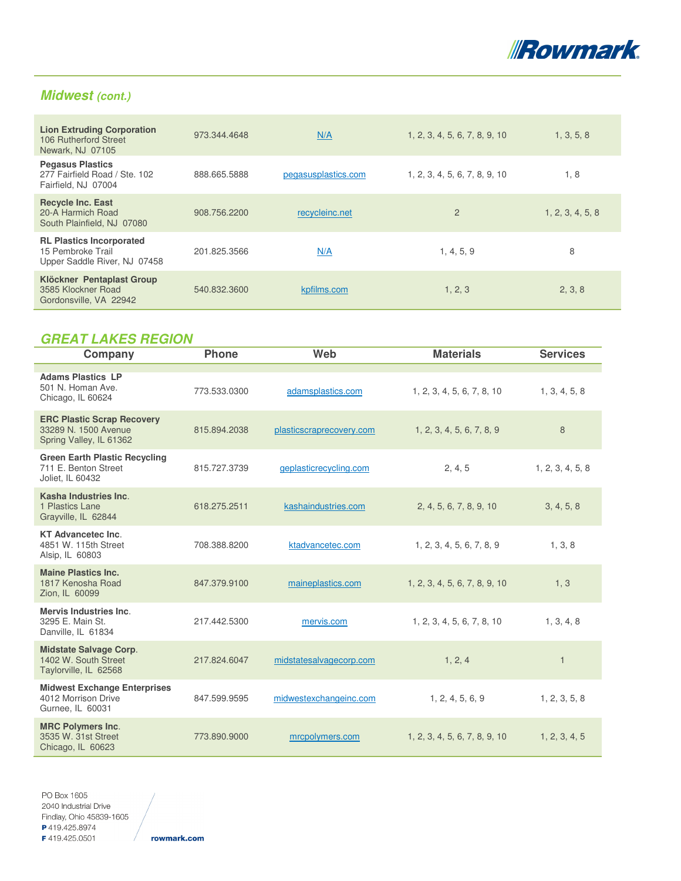## *Midwest (cont.)*

| Company | Phone | Web | Materials | Services |
|---|---|---|---|---|
| **Lion Extruding Corporation** 106 Rutherford Street Newark, NJ 07105 | 973.344.4648 | N/A | 1, 2, 3, 4, 5, 6, 7, 8, 9, 10 | 1, 3, 5, 8 |
| **Pegasus Plastics** 277 Fairfield Road / Ste. 102 Fairfield, NJ 07004 | 888.665.5888 | pegasusplastics.com | 1, 2, 3, 4, 5, 6, 7, 8, 9, 10 | 1, 8 |
| **Recycle Inc. East** 20-A Harmich Road South Plainfield, NJ 07080 | 908.756.2200 | recycleinc.net | 2 | 1, 2, 3, 4, 5, 8 |
| **RL Plastics Incorporated** 15 Pembroke Trail Upper Saddle River, NJ 07458 | 201.825.3566 | N/A | 1, 4, 5, 9 | 8 |
| **Klöckner Pentaplast Group** 3585 Klockner Road Gordonsville, VA 22942 | 540.832.3600 | kpfilms.com | 1, 2, 3 | 2, 3, 8 |

## *GREAT LAKES REGION*

| Company | Phone | Web | Materials | Services |
|---|---|---|---|---|
| **Adams Plastics LP** 501 N. Homan Ave. Chicago, IL 60624 | 773.533.0300 | adamsplastics.com | 1, 2, 3, 4, 5, 6, 7, 8, 10 | 1, 3, 4, 5, 8 |
| **ERC Plastic Scrap Recovery** 33289 N. 1500 Avenue Spring Valley, IL 61362 | 815.894.2038 | plasticscraprecovery.com | 1, 2, 3, 4, 5, 6, 7, 8, 9 | 8 |
| **Green Earth Plastic Recycling** 711 E. Benton Street Joliet, IL 60432 | 815.727.3739 | geplasticrecycling.com | 2, 4, 5 | 1, 2, 3, 4, 5, 8 |
| **Kasha Industries Inc**. 1 Plastics Lane Grayville, IL 62844 | 618.275.2511 | kashaindustries.com | 2, 4, 5, 6, 7, 8, 9, 10 | 3, 4, 5, 8 |
| **KT Advancetec Inc**. 4851 W. 115th Street Alsip, IL 60803 | 708.388.8200 | ktadvancetec.com | 1, 2, 3, 4, 5, 6, 7, 8, 9 | 1, 3, 8 |
| **Maine Plastics Inc.** 1817 Kenosha Road Zion, IL 60099 | 847.379.9100 | maineplastics.com | 1, 2, 3, 4, 5, 6, 7, 8, 9, 10 | 1, 3 |
| **Mervis Industries Inc**. 3295 E. Main St. Danville, IL 61834 | 217.442.5300 | mervis.com | 1, 2, 3, 4, 5, 6, 7, 8, 10 | 1, 3, 4, 8 |
| **Midstate Salvage Corp**. 1402 W. South Street Taylorville, IL 62568 | 217.824.6047 | midstatesalvagecorp.com | 1, 2, 4 | 1 |
| **Midwest Exchange Enterprises** 4012 Morrison Drive Gurnee, IL 60031 | 847.599.9595 | midwestexchangeinc.com | 1, 2, 4, 5, 6, 9 | 1, 2, 3, 5, 8 |
| **MRC Polymers Inc**. 3535 W. 31st Street Chicago, IL 60623 | 773.890.9000 | mrcpolymers.com | 1, 2, 3, 4, 5, 6, 7, 8, 9, 10 | 1, 2, 3, 4, 5 |

PO Box 1605
2040 Industrial Drive
Findlay, Ohio 45839-1605
**P** 419.425.8974
**F** 419.425.0501

**rowmark.com**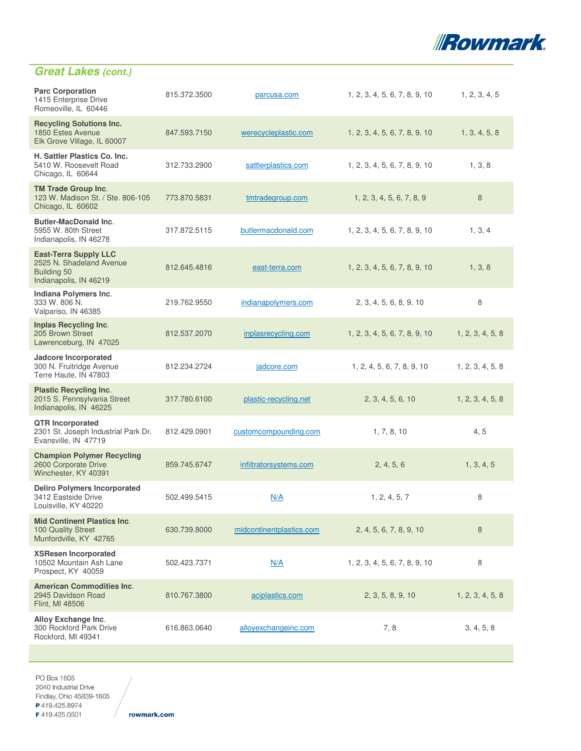## *Great Lakes (cont.)*

| | | | | |
|---|---|---|---|---|
| **Parc Corporation**<br>1415 Enterprise Drive<br>Romeoville, IL 60446 | 815.372.3500 | parcusa.com | 1, 2, 3, 4, 5, 6, 7, 8, 9, 10 | 1, 2, 3, 4, 5 |
| **Recycling Solutions Inc.**<br>1850 Estes Avenue<br>Elk Grove Village, IL 60007 | 847.593.7150 | werecycleplastic.com | 1, 2, 3, 4, 5, 6, 7, 8, 9, 10 | 1, 3, 4, 5, 8 |
| **H. Sattler Plastics Co. Inc.**<br>5410 W. Roosevelt Road<br>Chicago, IL 60644 | 312.733.2900 | sattlerplastics.com | 1, 2, 3, 4, 5, 6, 7, 8, 9, 10 | 1, 3, 8 |
| **TM Trade Group Inc.**<br>123 W. Madison St. / Ste. 806-105<br>Chicago, IL 60602 | 773.870.5831 | tmtradegroup.com | 1, 2, 3, 4, 5, 6, 7, 8, 9 | 8 |
| **Butler-MacDonald Inc.**<br>5955 W. 80th Street<br>Indianapolis, IN 46278 | 317.872.5115 | butlermacdonald.com | 1, 2, 3, 4, 5, 6, 7, 8, 9, 10 | 1, 3, 4 |
| **East-Terra Supply LLC**<br>2525 N. Shadeland Avenue<br>Building 50<br>Indianapolis, IN 46219 | 812.645.4816 | east-terra.com | 1, 2, 3, 4, 5, 6, 7, 8, 9, 10 | 1, 3, 8 |
| **Indiana Polymers Inc.**<br>333 W. 806 N.<br>Valpariso, IN 46385 | 219.762.9550 | indianapolymers.com | 2, 3, 4, 5, 6, 8, 9, 10 | 8 |
| **Inplas Recycling Inc.**<br>205 Brown Street<br>Lawrenceburg, IN 47025 | 812.537.2070 | inplasrecycling.com | 1, 2, 3, 4, 5, 6, 7, 8, 9, 10 | 1, 2, 3, 4, 5, 8 |
| **Jadcore Incorporated**<br>300 N. Fruitridge Avenue<br>Terre Haute, IN 47803 | 812.234.2724 | jadcore.com | 1, 2, 4, 5, 6, 7, 8, 9, 10 | 1, 2, 3, 4, 5, 8 |
| **Plastic Recycling Inc.**<br>2015 S. Pennsylvania Street<br>Indianapolis, IN 46225 | 317.780.6100 | plastic-recycling.net | 2, 3, 4, 5, 6, 10 | 1, 2, 3, 4, 5, 8 |
| **QTR Incorporated**<br>2301 St. Joseph Industrial Park Dr.<br>Evansville, IN 47719 | 812.429.0901 | customcompounding.com | 1, 7, 8, 10 | 4, 5 |
| **Champion Polymer Recycling**<br>2600 Corporate Drive<br>Winchester, KY 40391 | 859.745.6747 | infiltratorsystems.com | 2, 4, 5, 6 | 1, 3, 4, 5 |
| **Deliro Polymers Incorporated**<br>3412 Eastside Drive<br>Louisville, KY 40220 | 502.499.5415 | N/A | 1, 2, 4, 5, 7 | 8 |
| **Mid Continent Plastics Inc.**<br>100 Quality Street<br>Munfordville, KY 42765 | 630.739.8000 | midcontinentplastics.com | 2, 4, 5, 6, 7, 8, 9, 10 | 8 |
| **XSResen Incorporated**<br>10502 Mountain Ash Lane<br>Prospect, KY 40059 | 502.423.7371 | N/A | 1, 2, 3, 4, 5, 6, 7, 8, 9, 10 | 8 |
| **American Commodities Inc.**<br>2945 Davidson Road<br>Flint, MI 48506 | 810.767.3800 | aciplastics.com | 2, 3, 5, 8, 9, 10 | 1, 2, 3, 4, 5, 8 |
| **Alloy Exchange Inc.**<br>300 Rockford Park Drive<br>Rockford, MI 49341 | 616.863.0640 | alloyexchangeinc.com | 7, 8 | 3, 4, 5, 8 |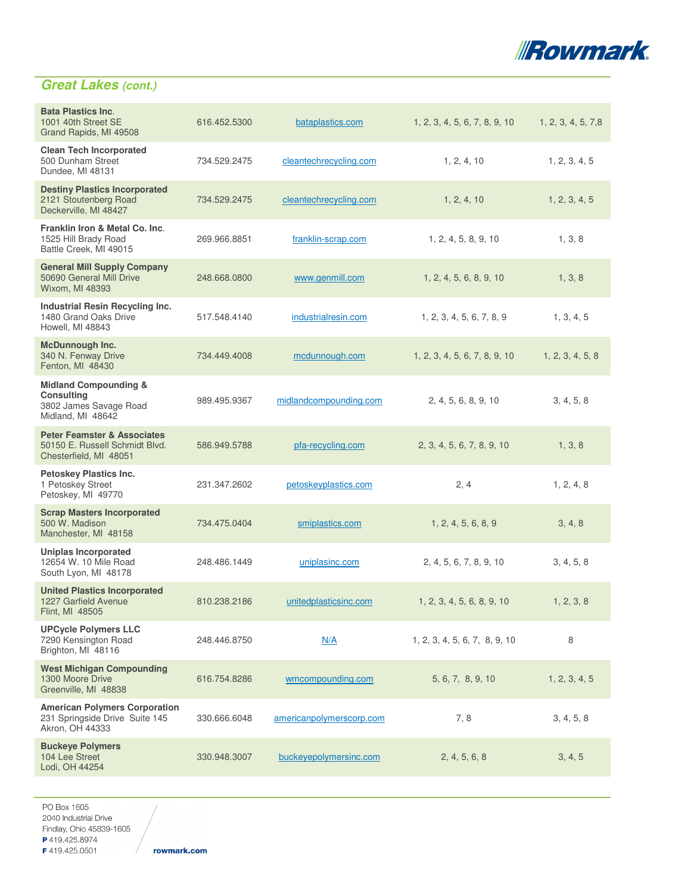## *Great Lakes (cont.)*

| | | | | |
|---|---|---|---|---|
| **Bata Plastics Inc.** 1001 40th Street SE Grand Rapids, MI 49508 | 616.452.5300 | bataplastics.com | 1, 2, 3, 4, 5, 6, 7, 8, 9, 10 | 1, 2, 3, 4, 5, 7,8 |
| **Clean Tech Incorporated** 500 Dunham Street Dundee, MI 48131 | 734.529.2475 | cleantechrecycling.com | 1, 2, 4, 10 | 1, 2, 3, 4, 5 |
| **Destiny Plastics Incorporated** 2121 Stoutenberg Road Deckerville, MI 48427 | 734.529.2475 | cleantechrecycling.com | 1, 2, 4, 10 | 1, 2, 3, 4, 5 |
| **Franklin Iron & Metal Co. Inc.** 1525 Hill Brady Road Battle Creek, MI 49015 | 269.966.8851 | franklin-scrap.com | 1, 2, 4, 5, 8, 9, 10 | 1, 3, 8 |
| **General Mill Supply Company** 50690 General Mill Drive Wixom, MI 48393 | 248.668.0800 | www.genmill.com | 1, 2, 4, 5, 6, 8, 9, 10 | 1, 3, 8 |
| **Industrial Resin Recycling Inc.** 1480 Grand Oaks Drive Howell, MI 48843 | 517.548.4140 | industrialresin.com | 1, 2, 3, 4, 5, 6, 7, 8, 9 | 1, 3, 4, 5 |
| **McDunnough Inc.** 340 N. Fenway Drive Fenton, MI 48430 | 734.449.4008 | mcdunnough.com | 1, 2, 3, 4, 5, 6, 7, 8, 9, 10 | 1, 2, 3, 4, 5, 8 |
| **Midland Compounding & Consulting** 3802 James Savage Road Midland, MI 48642 | 989.495.9367 | midlandcompounding.com | 2, 4, 5, 6, 8, 9, 10 | 3, 4, 5, 8 |
| **Peter Feamster & Associates** 50150 E. Russell Schmidt Blvd. Chesterfield, MI 48051 | 586.949.5788 | pfa-recycling.com | 2, 3, 4, 5, 6, 7, 8, 9, 10 | 1, 3, 8 |
| **Petoskey Plastics Inc.** 1 Petoskey Street Petoskey, MI 49770 | 231.347.2602 | petoskeyplastics.com | 2, 4 | 1, 2, 4, 8 |
| **Scrap Masters Incorporated** 500 W. Madison Manchester, MI 48158 | 734.475.0404 | smiplastics.com | 1, 2, 4, 5, 6, 8, 9 | 3, 4, 8 |
| **Uniplas Incorporated** 12654 W. 10 Mile Road South Lyon, MI 48178 | 248.486.1449 | uniplasinc.com | 2, 4, 5, 6, 7, 8, 9, 10 | 3, 4, 5, 8 |
| **United Plastics Incorporated** 1227 Garfield Avenue Flint, MI 48505 | 810.238.2186 | unitedplasticsinc.com | 1, 2, 3, 4, 5, 6, 8, 9, 10 | 1, 2, 3, 8 |
| **UPCycle Polymers LLC** 7290 Kensington Road Brighton, MI 48116 | 248.446.8750 | N/A | 1, 2, 3, 4, 5, 6, 7, 8, 9, 10 | 8 |
| **West Michigan Compounding** 1300 Moore Drive Greenville, MI 48838 | 616.754.8286 | wmcompounding.com | 5, 6, 7, 8, 9, 10 | 1, 2, 3, 4, 5 |
| **American Polymers Corporation** 231 Springside Drive Suite 145 Akron, OH 44333 | 330.666.6048 | americanpolymerscorp.com | 7, 8 | 3, 4, 5, 8 |
| **Buckeye Polymers** 104 Lee Street Lodi, OH 44254 | 330.948.3007 | buckeyepolymersinc.com | 2, 4, 5, 6, 8 | 3, 4, 5 |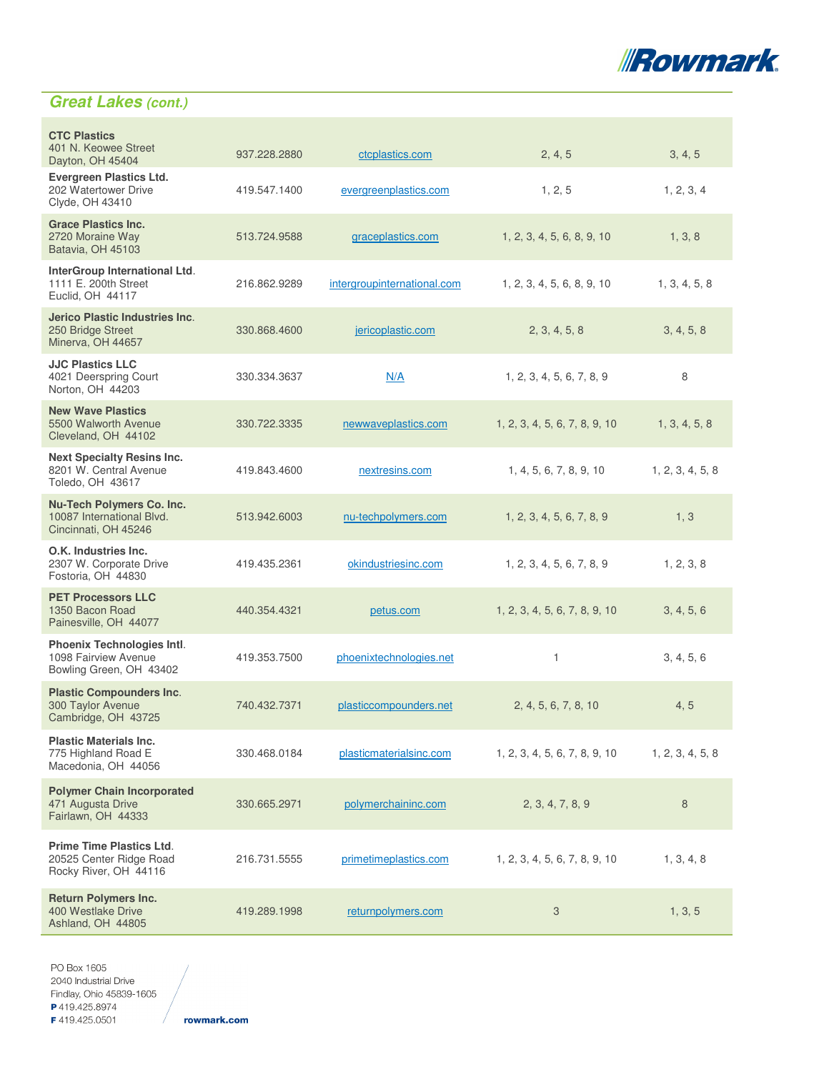## Great Lakes *(cont.)*

| Company | Phone | Website | | |
|---|---|---|---|---|
| **CTC Plastics**<br>401 N. Keowee Street<br>Dayton, OH 45404 | 937.228.2880 | ctcplastics.com | 2, 4, 5 | 3, 4, 5 |
| **Evergreen Plastics Ltd.**<br>202 Watertower Drive<br>Clyde, OH 43410 | 419.547.1400 | evergreenplastics.com | 1, 2, 5 | 1, 2, 3, 4 |
| **Grace Plastics Inc.**<br>2720 Moraine Way<br>Batavia, OH 45103 | 513.724.9588 | graceplastics.com | 1, 2, 3, 4, 5, 6, 8, 9, 10 | 1, 3, 8 |
| **InterGroup International Ltd**.<br>1111 E. 200th Street<br>Euclid, OH 44117 | 216.862.9289 | intergroupinternational.com | 1, 2, 3, 4, 5, 6, 8, 9, 10 | 1, 3, 4, 5, 8 |
| **Jerico Plastic Industries Inc**.<br>250 Bridge Street<br>Minerva, OH 44657 | 330.868.4600 | jericoplastic.com | 2, 3, 4, 5, 8 | 3, 4, 5, 8 |
| **JJC Plastics LLC**<br>4021 Deerspring Court<br>Norton, OH 44203 | 330.334.3637 | N/A | 1, 2, 3, 4, 5, 6, 7, 8, 9 | 8 |
| **New Wave Plastics**<br>5500 Walworth Avenue<br>Cleveland, OH 44102 | 330.722.3335 | newwaveplastics.com | 1, 2, 3, 4, 5, 6, 7, 8, 9, 10 | 1, 3, 4, 5, 8 |
| **Next Specialty Resins Inc.**<br>8201 W. Central Avenue<br>Toledo, OH 43617 | 419.843.4600 | nextresins.com | 1, 4, 5, 6, 7, 8, 9, 10 | 1, 2, 3, 4, 5, 8 |
| **Nu-Tech Polymers Co. Inc.**<br>10087 International Blvd.<br>Cincinnati, OH 45246 | 513.942.6003 | nu-techpolymers.com | 1, 2, 3, 4, 5, 6, 7, 8, 9 | 1, 3 |
| **O.K. Industries Inc.**<br>2307 W. Corporate Drive<br>Fostoria, OH 44830 | 419.435.2361 | okindustriesinc.com | 1, 2, 3, 4, 5, 6, 7, 8, 9 | 1, 2, 3, 8 |
| **PET Processors LLC**<br>1350 Bacon Road<br>Painesville, OH 44077 | 440.354.4321 | petus.com | 1, 2, 3, 4, 5, 6, 7, 8, 9, 10 | 3, 4, 5, 6 |
| **Phoenix Technologies Intl**.<br>1098 Fairview Avenue<br>Bowling Green, OH 43402 | 419.353.7500 | phoenixtechnologies.net | 1 | 3, 4, 5, 6 |
| **Plastic Compounders Inc**.<br>300 Taylor Avenue<br>Cambridge, OH 43725 | 740.432.7371 | plasticcompounders.net | 2, 4, 5, 6, 7, 8, 10 | 4, 5 |
| **Plastic Materials Inc.**<br>775 Highland Road E<br>Macedonia, OH 44056 | 330.468.0184 | plasticmaterialsinc.com | 1, 2, 3, 4, 5, 6, 7, 8, 9, 10 | 1, 2, 3, 4, 5, 8 |
| **Polymer Chain Incorporated**<br>471 Augusta Drive<br>Fairlawn, OH 44333 | 330.665.2971 | polymerchaininc.com | 2, 3, 4, 7, 8, 9 | 8 |
| **Prime Time Plastics Ltd**.<br>20525 Center Ridge Road<br>Rocky River, OH 44116 | 216.731.5555 | primetimeplastics.com | 1, 2, 3, 4, 5, 6, 7, 8, 9, 10 | 1, 3, 4, 8 |
| **Return Polymers Inc.**<br>400 Westlake Drive<br>Ashland, OH 44805 | 419.289.1998 | returnpolymers.com | 3 | 1, 3, 5 |

PO Box 1605
2040 Industrial Drive
Findlay, Ohio 45839-1605
**P** 419.425.8974
**F** 419.425.0501

**rowmark.com**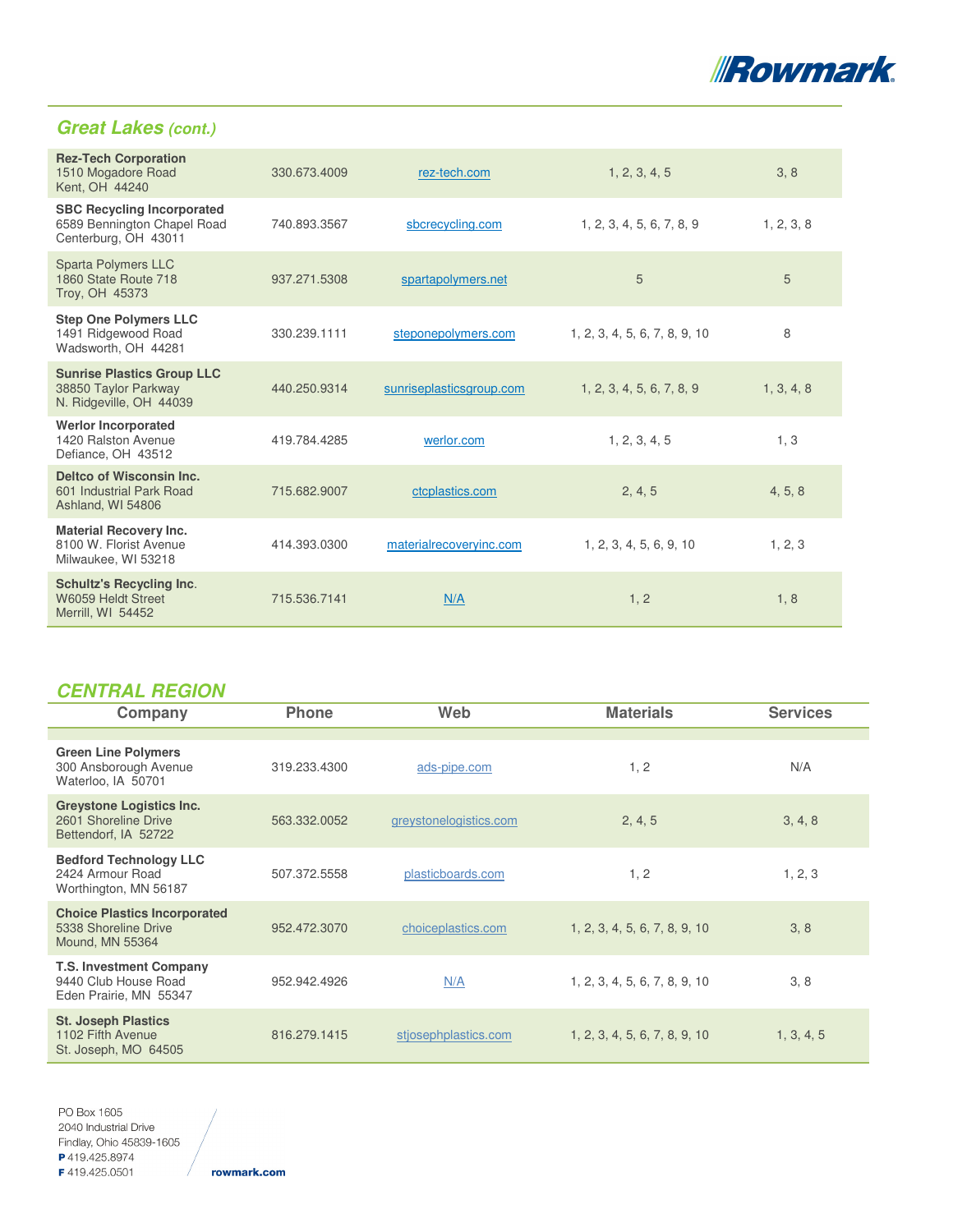## Great Lakes *(cont.)*

| Company | Phone | Web | Materials | Services |
|---|---|---|---|---|
| **Rez-Tech Corporation**<br>1510 Mogadore Road<br>Kent, OH 44240 | 330.673.4009 | rez-tech.com | 1, 2, 3, 4, 5 | 3, 8 |
| **SBC Recycling Incorporated**<br>6589 Bennington Chapel Road<br>Centerburg, OH 43011 | 740.893.3567 | sbcrecycling.com | 1, 2, 3, 4, 5, 6, 7, 8, 9 | 1, 2, 3, 8 |
| Sparta Polymers LLC<br>1860 State Route 718<br>Troy, OH 45373 | 937.271.5308 | spartapolymers.net | 5 | 5 |
| **Step One Polymers LLC**<br>1491 Ridgewood Road<br>Wadsworth, OH 44281 | 330.239.1111 | steponepolymers.com | 1, 2, 3, 4, 5, 6, 7, 8, 9, 10 | 8 |
| **Sunrise Plastics Group LLC**<br>38850 Taylor Parkway<br>N. Ridgeville, OH 44039 | 440.250.9314 | sunriseplasticsgroup.com | 1, 2, 3, 4, 5, 6, 7, 8, 9 | 1, 3, 4, 8 |
| **Werlor Incorporated**<br>1420 Ralston Avenue<br>Defiance, OH 43512 | 419.784.4285 | werlor.com | 1, 2, 3, 4, 5 | 1, 3 |
| **Deltco of Wisconsin Inc.**<br>601 Industrial Park Road<br>Ashland, WI 54806 | 715.682.9007 | ctcplastics.com | 2, 4, 5 | 4, 5, 8 |
| **Material Recovery Inc.**<br>8100 W. Florist Avenue<br>Milwaukee, WI 53218 | 414.393.0300 | materialrecoveryinc.com | 1, 2, 3, 4, 5, 6, 9, 10 | 1, 2, 3 |
| **Schultz's Recycling Inc**.<br>W6059 Heldt Street<br>Merrill, WI 54452 | 715.536.7141 | N/A | 1, 2 | 1, 8 |

## CENTRAL REGION

| Company | Phone | Web | Materials | Services |
|---|---|---|---|---|
| **Green Line Polymers**<br>300 Ansborough Avenue<br>Waterloo, IA 50701 | 319.233.4300 | ads-pipe.com | 1, 2 | N/A |
| **Greystone Logistics Inc.**<br>2601 Shoreline Drive<br>Bettendorf, IA 52722 | 563.332.0052 | greystonelogistics.com | 2, 4, 5 | 3, 4, 8 |
| **Bedford Technology LLC**<br>2424 Armour Road<br>Worthington, MN 56187 | 507.372.5558 | plasticboards.com | 1, 2 | 1, 2, 3 |
| **Choice Plastics Incorporated**<br>5338 Shoreline Drive<br>Mound, MN 55364 | 952.472.3070 | choiceplastics.com | 1, 2, 3, 4, 5, 6, 7, 8, 9, 10 | 3, 8 |
| **T.S. Investment Company**<br>9440 Club House Road<br>Eden Prairie, MN 55347 | 952.942.4926 | N/A | 1, 2, 3, 4, 5, 6, 7, 8, 9, 10 | 3, 8 |
| **St. Joseph Plastics**<br>1102 Fifth Avenue<br>St. Joseph, MO 64505 | 816.279.1415 | stjosephplastics.com | 1, 2, 3, 4, 5, 6, 7, 8, 9, 10 | 1, 3, 4, 5 |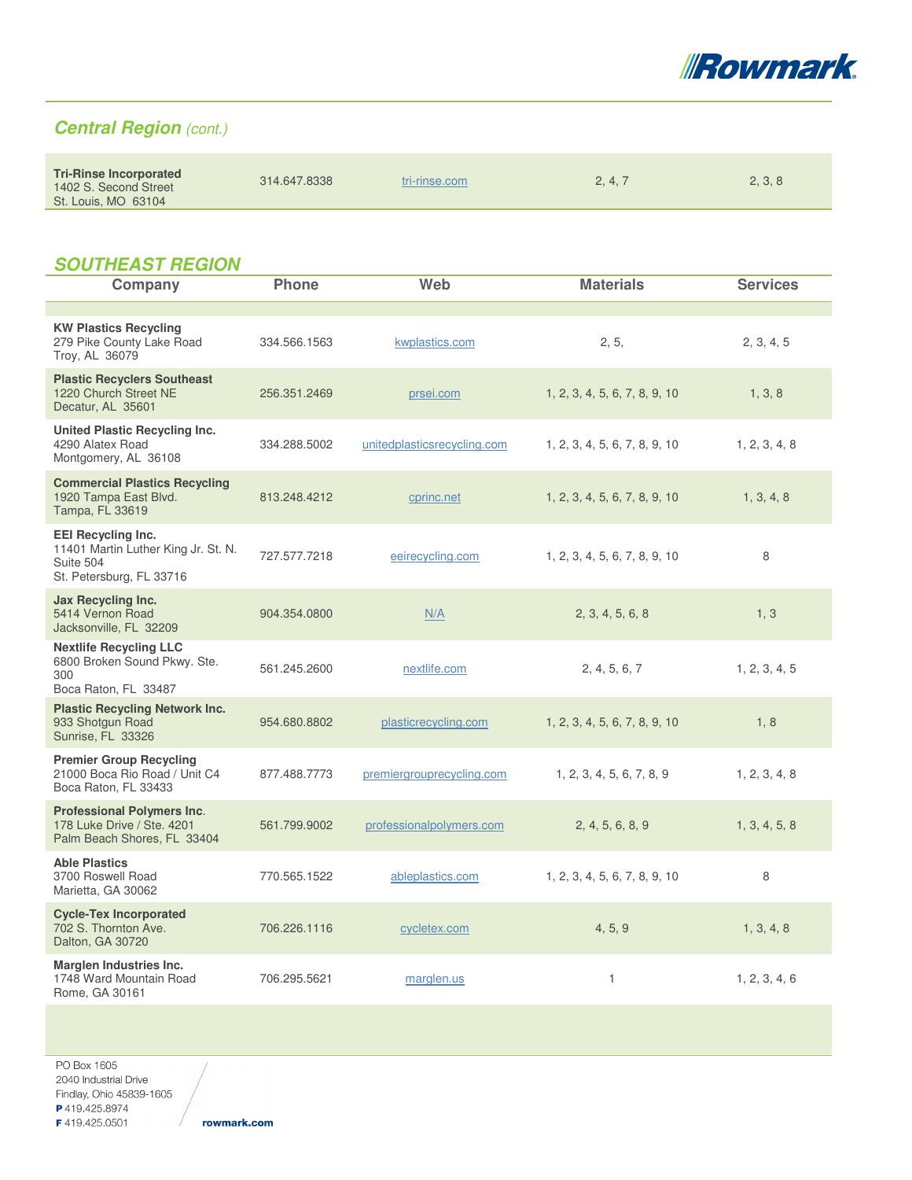## Central Region *(cont.)*

| Company | Phone | Web | Materials | Services |
|---|---|---|---|---|
| **Tri-Rinse Incorporated**<br>1402 S. Second Street<br>St. Louis, MO 63104 | 314.647.8338 | tri-rinse.com | 2, 4, 7 | 2, 3, 8 |

## SOUTHEAST REGION

| Company | Phone | Web | Materials | Services |
|---|---|---|---|---|
| **KW Plastics Recycling**<br>279 Pike County Lake Road<br>Troy, AL 36079 | 334.566.1563 | kwplastics.com | 2, 5, | 2, 3, 4, 5 |
| **Plastic Recyclers Southeast**<br>1220 Church Street NE<br>Decatur, AL 35601 | 256.351.2469 | prsei.com | 1, 2, 3, 4, 5, 6, 7, 8, 9, 10 | 1, 3, 8 |
| **United Plastic Recycling Inc.**<br>4290 Alatex Road<br>Montgomery, AL 36108 | 334.288.5002 | unitedplasticsrecycling.com | 1, 2, 3, 4, 5, 6, 7, 8, 9, 10 | 1, 2, 3, 4, 8 |
| **Commercial Plastics Recycling**<br>1920 Tampa East Blvd.<br>Tampa, FL 33619 | 813.248.4212 | cprinc.net | 1, 2, 3, 4, 5, 6, 7, 8, 9, 10 | 1, 3, 4, 8 |
| **EEI Recycling Inc.**<br>11401 Martin Luther King Jr. St. N.<br>Suite 504<br>St. Petersburg, FL 33716 | 727.577.7218 | eeirecycling.com | 1, 2, 3, 4, 5, 6, 7, 8, 9, 10 | 8 |
| **Jax Recycling Inc.**<br>5414 Vernon Road<br>Jacksonville, FL 32209 | 904.354.0800 | N/A | 2, 3, 4, 5, 6, 8 | 1, 3 |
| **Nextlife Recycling LLC**<br>6800 Broken Sound Pkwy. Ste. 300<br>Boca Raton, FL 33487 | 561.245.2600 | nextlife.com | 2, 4, 5, 6, 7 | 1, 2, 3, 4, 5 |
| **Plastic Recycling Network Inc.**<br>933 Shotgun Road<br>Sunrise, FL 33326 | 954.680.8802 | plasticrecycling.com | 1, 2, 3, 4, 5, 6, 7, 8, 9, 10 | 1, 8 |
| **Premier Group Recycling**<br>21000 Boca Rio Road / Unit C4<br>Boca Raton, FL 33433 | 877.488.7773 | premiergrouprecycling.com | 1, 2, 3, 4, 5, 6, 7, 8, 9 | 1, 2, 3, 4, 8 |
| **Professional Polymers Inc.**<br>178 Luke Drive / Ste. 4201<br>Palm Beach Shores, FL 33404 | 561.799.9002 | professionalpolymers.com | 2, 4, 5, 6, 8, 9 | 1, 3, 4, 5, 8 |
| **Able Plastics**<br>3700 Roswell Road<br>Marietta, GA 30062 | 770.565.1522 | ableplastics.com | 1, 2, 3, 4, 5, 6, 7, 8, 9, 10 | 8 |
| **Cycle-Tex Incorporated**<br>702 S. Thornton Ave.<br>Dalton, GA 30720 | 706.226.1116 | cycletex.com | 4, 5, 9 | 1, 3, 4, 8 |
| **Marglen Industries Inc.**<br>1748 Ward Mountain Road<br>Rome, GA 30161 | 706.295.5621 | marglen.us | 1 | 1, 2, 3, 4, 6 |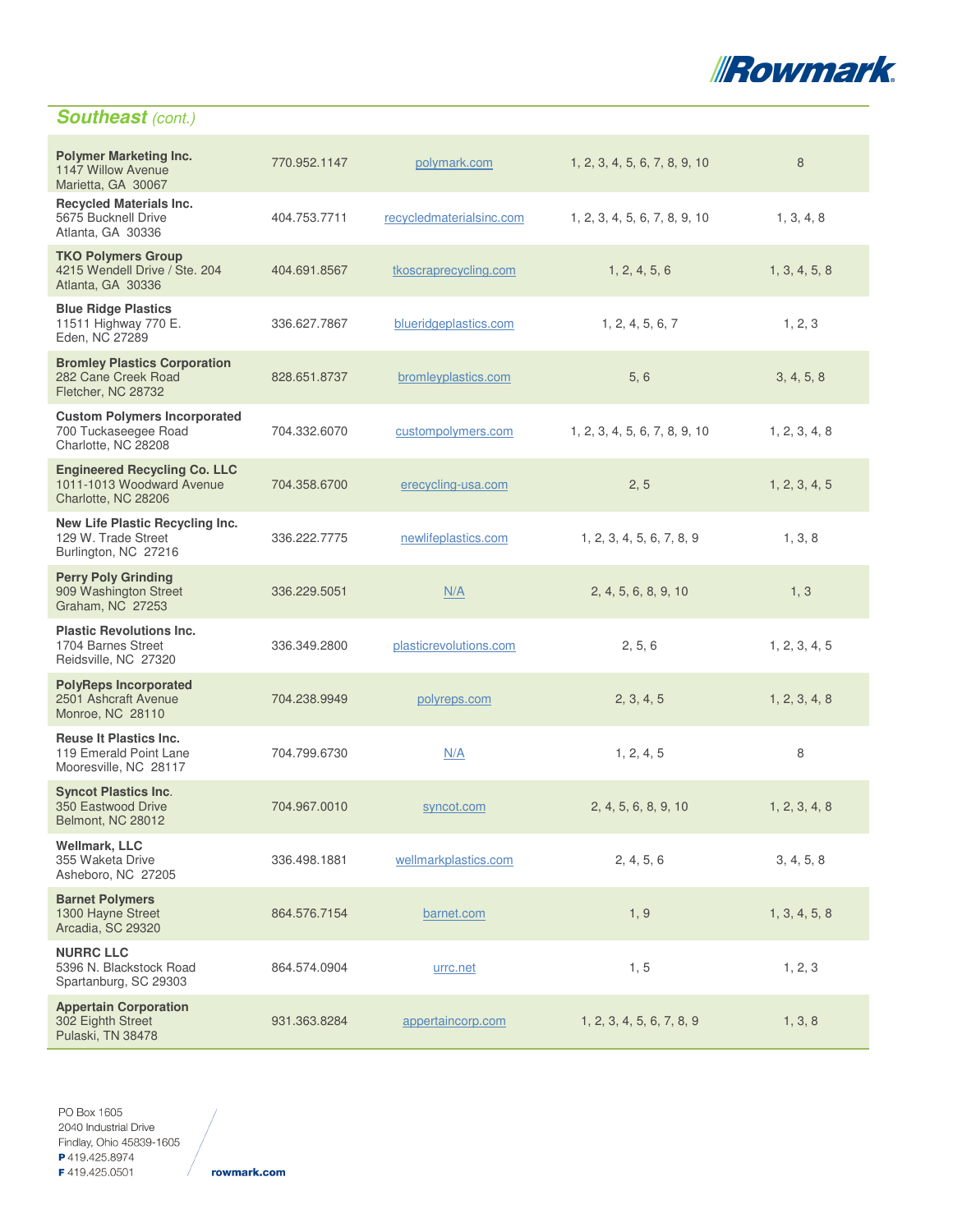## *Southeast (cont.)*

| | | | | |
|---|---|---|---|---|
| **Polymer Marketing Inc.**<br>1147 Willow Avenue<br>Marietta, GA 30067 | 770.952.1147 | polymark.com | 1, 2, 3, 4, 5, 6, 7, 8, 9, 10 | 8 |
| **Recycled Materials Inc.**<br>5675 Bucknell Drive<br>Atlanta, GA 30336 | 404.753.7711 | recycledmaterialsinc.com | 1, 2, 3, 4, 5, 6, 7, 8, 9, 10 | 1, 3, 4, 8 |
| **TKO Polymers Group**<br>4215 Wendell Drive / Ste. 204<br>Atlanta, GA 30336 | 404.691.8567 | tkoscraprecycling.com | 1, 2, 4, 5, 6 | 1, 3, 4, 5, 8 |
| **Blue Ridge Plastics**<br>11511 Highway 770 E.<br>Eden, NC 27289 | 336.627.7867 | blueridgeplastics.com | 1, 2, 4, 5, 6, 7 | 1, 2, 3 |
| **Bromley Plastics Corporation**<br>282 Cane Creek Road<br>Fletcher, NC 28732 | 828.651.8737 | bromleyplastics.com | 5, 6 | 3, 4, 5, 8 |
| **Custom Polymers Incorporated**<br>700 Tuckaseegee Road<br>Charlotte, NC 28208 | 704.332.6070 | custompolymers.com | 1, 2, 3, 4, 5, 6, 7, 8, 9, 10 | 1, 2, 3, 4, 8 |
| **Engineered Recycling Co. LLC**<br>1011-1013 Woodward Avenue<br>Charlotte, NC 28206 | 704.358.6700 | erecycling-usa.com | 2, 5 | 1, 2, 3, 4, 5 |
| **New Life Plastic Recycling Inc.**<br>129 W. Trade Street<br>Burlington, NC 27216 | 336.222.7775 | newlifeplastics.com | 1, 2, 3, 4, 5, 6, 7, 8, 9 | 1, 3, 8 |
| **Perry Poly Grinding**<br>909 Washington Street<br>Graham, NC 27253 | 336.229.5051 | N/A | 2, 4, 5, 6, 8, 9, 10 | 1, 3 |
| **Plastic Revolutions Inc.**<br>1704 Barnes Street<br>Reidsville, NC 27320 | 336.349.2800 | plasticrevolutions.com | 2, 5, 6 | 1, 2, 3, 4, 5 |
| **PolyReps Incorporated**<br>2501 Ashcraft Avenue<br>Monroe, NC 28110 | 704.238.9949 | polyreps.com | 2, 3, 4, 5 | 1, 2, 3, 4, 8 |
| **Reuse It Plastics Inc.**<br>119 Emerald Point Lane<br>Mooresville, NC 28117 | 704.799.6730 | N/A | 1, 2, 4, 5 | 8 |
| **Syncot Plastics Inc.**<br>350 Eastwood Drive<br>Belmont, NC 28012 | 704.967.0010 | syncot.com | 2, 4, 5, 6, 8, 9, 10 | 1, 2, 3, 4, 8 |
| **Wellmark, LLC**<br>355 Waketa Drive<br>Asheboro, NC 27205 | 336.498.1881 | wellmarkplastics.com | 2, 4, 5, 6 | 3, 4, 5, 8 |
| **Barnet Polymers**<br>1300 Hayne Street<br>Arcadia, SC 29320 | 864.576.7154 | barnet.com | 1, 9 | 1, 3, 4, 5, 8 |
| **NURRC LLC**<br>5396 N. Blackstock Road<br>Spartanburg, SC 29303 | 864.574.0904 | urrc.net | 1, 5 | 1, 2, 3 |
| **Appertain Corporation**<br>302 Eighth Street<br>Pulaski, TN 38478 | 931.363.8284 | appertaincorp.com | 1, 2, 3, 4, 5, 6, 7, 8, 9 | 1, 3, 8 |

PO Box 1605
2040 Industrial Drive
Findlay, Ohio 45839-1605
**P** 419.425.8974
**F** 419.425.0501

**rowmark.com**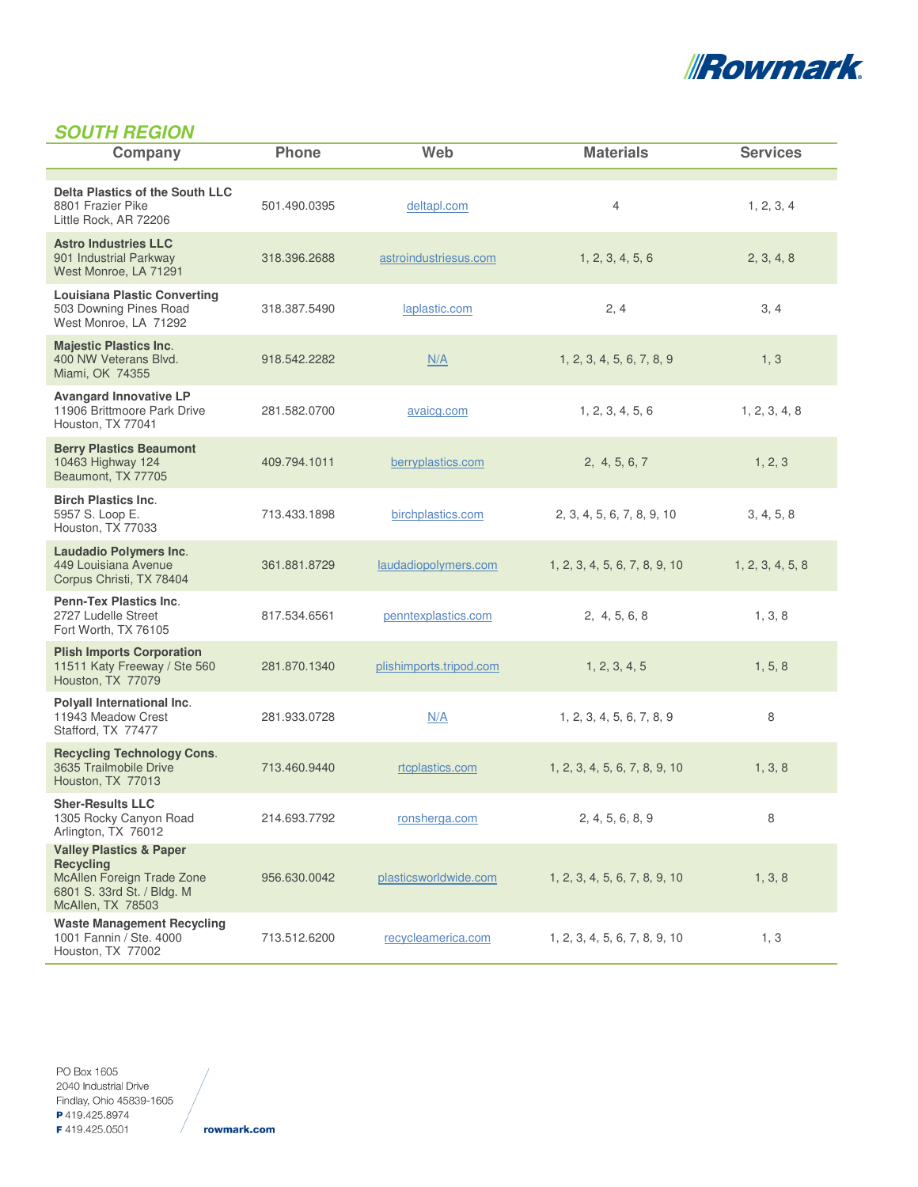## SOUTH REGION

| Company | Phone | Web | Materials | Services |
|---|---|---|---|---|
| **Delta Plastics of the South LLC**<br>8801 Frazier Pike<br>Little Rock, AR 72206 | 501.490.0395 | deltapl.com | 4 | 1, 2, 3, 4 |
| **Astro Industries LLC**<br>901 Industrial Parkway<br>West Monroe, LA 71291 | 318.396.2688 | astroindustriesus.com | 1, 2, 3, 4, 5, 6 | 2, 3, 4, 8 |
| **Louisiana Plastic Converting**<br>503 Downing Pines Road<br>West Monroe, LA 71292 | 318.387.5490 | laplastic.com | 2, 4 | 3, 4 |
| **Majestic Plastics Inc.**<br>400 NW Veterans Blvd.<br>Miami, OK 74355 | 918.542.2282 | N/A | 1, 2, 3, 4, 5, 6, 7, 8, 9 | 1, 3 |
| **Avangard Innovative LP**<br>11906 Brittmoore Park Drive<br>Houston, TX 77041 | 281.582.0700 | avaicg.com | 1, 2, 3, 4, 5, 6 | 1, 2, 3, 4, 8 |
| **Berry Plastics Beaumont**<br>10463 Highway 124<br>Beaumont, TX 77705 | 409.794.1011 | berryplastics.com | 2, 4, 5, 6, 7 | 1, 2, 3 |
| **Birch Plastics Inc.**<br>5957 S. Loop E.<br>Houston, TX 77033 | 713.433.1898 | birchplastics.com | 2, 3, 4, 5, 6, 7, 8, 9, 10 | 3, 4, 5, 8 |
| **Laudadio Polymers Inc.**<br>449 Louisiana Avenue<br>Corpus Christi, TX 78404 | 361.881.8729 | laudadiopolymers.com | 1, 2, 3, 4, 5, 6, 7, 8, 9, 10 | 1, 2, 3, 4, 5, 8 |
| **Penn-Tex Plastics Inc.**<br>2727 Ludelle Street<br>Fort Worth, TX 76105 | 817.534.6561 | penntexplastics.com | 2, 4, 5, 6, 8 | 1, 3, 8 |
| **Plish Imports Corporation**<br>11511 Katy Freeway / Ste 560<br>Houston, TX 77079 | 281.870.1340 | plishimports.tripod.com | 1, 2, 3, 4, 5 | 1, 5, 8 |
| **Polyall International Inc.**<br>11943 Meadow Crest<br>Stafford, TX 77477 | 281.933.0728 | N/A | 1, 2, 3, 4, 5, 6, 7, 8, 9 | 8 |
| **Recycling Technology Cons.**<br>3635 Trailmobile Drive<br>Houston, TX 77013 | 713.460.9440 | rtcplastics.com | 1, 2, 3, 4, 5, 6, 7, 8, 9, 10 | 1, 3, 8 |
| **Sher-Results LLC**<br>1305 Rocky Canyon Road<br>Arlington, TX 76012 | 214.693.7792 | ronsherga.com | 2, 4, 5, 6, 8, 9 | 8 |
| **Valley Plastics & Paper Recycling**<br>McAllen Foreign Trade Zone<br>6801 S. 33rd St. / Bldg. M<br>McAllen, TX 78503 | 956.630.0042 | plasticsworldwide.com | 1, 2, 3, 4, 5, 6, 7, 8, 9, 10 | 1, 3, 8 |
| **Waste Management Recycling**<br>1001 Fannin / Ste. 4000<br>Houston, TX 77002 | 713.512.6200 | recycleamerica.com | 1, 2, 3, 4, 5, 6, 7, 8, 9, 10 | 1, 3 |

PO Box 1605
2040 Industrial Drive
Findlay, Ohio 45839-1605
**P** 419.425.8974
**F** 419.425.0501

**rowmark.com**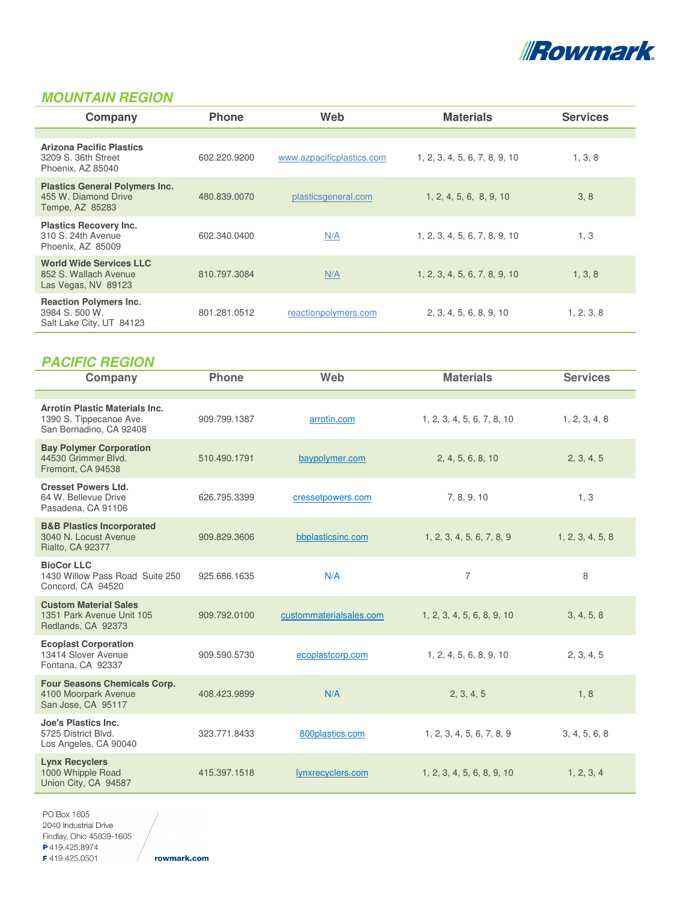## MOUNTAIN REGION

| Company | Phone | Web | Materials | Services |
|---|---|---|---|---|
| **Arizona Pacific Plastics**<br>3209 S. 36th Street<br>Phoenix, AZ 85040 | 602.220.9200 | www.azpacificplastics.com | 1, 2, 3, 4, 5, 6, 7, 8, 9, 10 | 1, 3, 8 |
| **Plastics General Polymers Inc.**<br>455 W. Diamond Drive<br>Tempe, AZ 85283 | 480.839.0070 | plasticsgeneral.com | 1, 2, 4, 5, 6, 8, 9, 10 | 3, 8 |
| **Plastics Recovery Inc.**<br>310 S. 24th Avenue<br>Phoenix, AZ 85009 | 602.340.0400 | N/A | 1, 2, 3, 4, 5, 6, 7, 8, 9, 10 | 1, 3 |
| **World Wide Services LLC**<br>852 S. Wallach Avenue<br>Las Vegas, NV 89123 | 810.797.3084 | N/A | 1, 2, 3, 4, 5, 6, 7, 8, 9, 10 | 1, 3, 8 |
| **Reaction Polymers Inc.**<br>3984 S. 500 W.<br>Salt Lake City, UT 84123 | 801.281.0512 | reactionpolymers.com | 2, 3, 4, 5, 6, 8, 9, 10 | 1, 2, 3, 8 |

## PACIFIC REGION

| Company | Phone | Web | Materials | Services |
|---|---|---|---|---|
| **Arrotin Plastic Materials Inc.**<br>1390 S. Tippecanoe Ave.<br>San Bernadino, CA 92408 | 909.799.1387 | arrotin.com | 1, 2, 3, 4, 5, 6, 7, 8, 10 | 1, 2, 3, 4, 8 |
| **Bay Polymer Corporation**<br>44530 Grimmer Blvd.<br>Fremont, CA 94538 | 510.490.1791 | baypolymer.com | 2, 4, 5, 6, 8, 10 | 2, 3, 4, 5 |
| **Cresset Powers Ltd.**<br>64 W. Bellevue Drive<br>Pasadena, CA 91106 | 626.795.3399 | cressetpowers.com | 7, 8, 9, 10 | 1, 3 |
| **B&B Plastics Incorporated**<br>3040 N. Locust Avenue<br>Rialto, CA 92377 | 909.829.3606 | bbplasticsinc.com | 1, 2, 3, 4, 5, 6, 7, 8, 9 | 1, 2, 3, 4, 5, 8 |
| **BioCor LLC**<br>1430 Willow Pass Road Suite 250<br>Concord, CA 94520 | 925.686.1635 | N/A | 7 | 8 |
| **Custom Material Sales**<br>1351 Park Avenue Unit 105<br>Redlands, CA 92373 | 909.792.0100 | custommaterialsales.com | 1, 2, 3, 4, 5, 6, 8, 9, 10 | 3, 4, 5, 8 |
| **Ecoplast Corporation**<br>13414 Slover Avenue<br>Fontana, CA 92337 | 909.590.5730 | ecoplastcorp.com | 1, 2, 4, 5, 6, 8, 9, 10 | 2, 3, 4, 5 |
| **Four Seasons Chemicals Corp.**<br>4100 Moorpark Avenue<br>San Jose, CA 95117 | 408.423.9899 | N/A | 2, 3, 4, 5 | 1, 8 |
| **Joe's Plastics Inc.**<br>5725 District Blvd.<br>Los Angeles, CA 90040 | 323.771.8433 | 800plastics.com | 1, 2, 3, 4, 5, 6, 7, 8, 9 | 3, 4, 5, 6, 8 |
| **Lynx Recyclers**<br>1000 Whipple Road<br>Union City, CA 94587 | 415.397.1518 | lynxrecyclers.com | 1, 2, 3, 4, 5, 6, 8, 9, 10 | 1, 2, 3, 4 |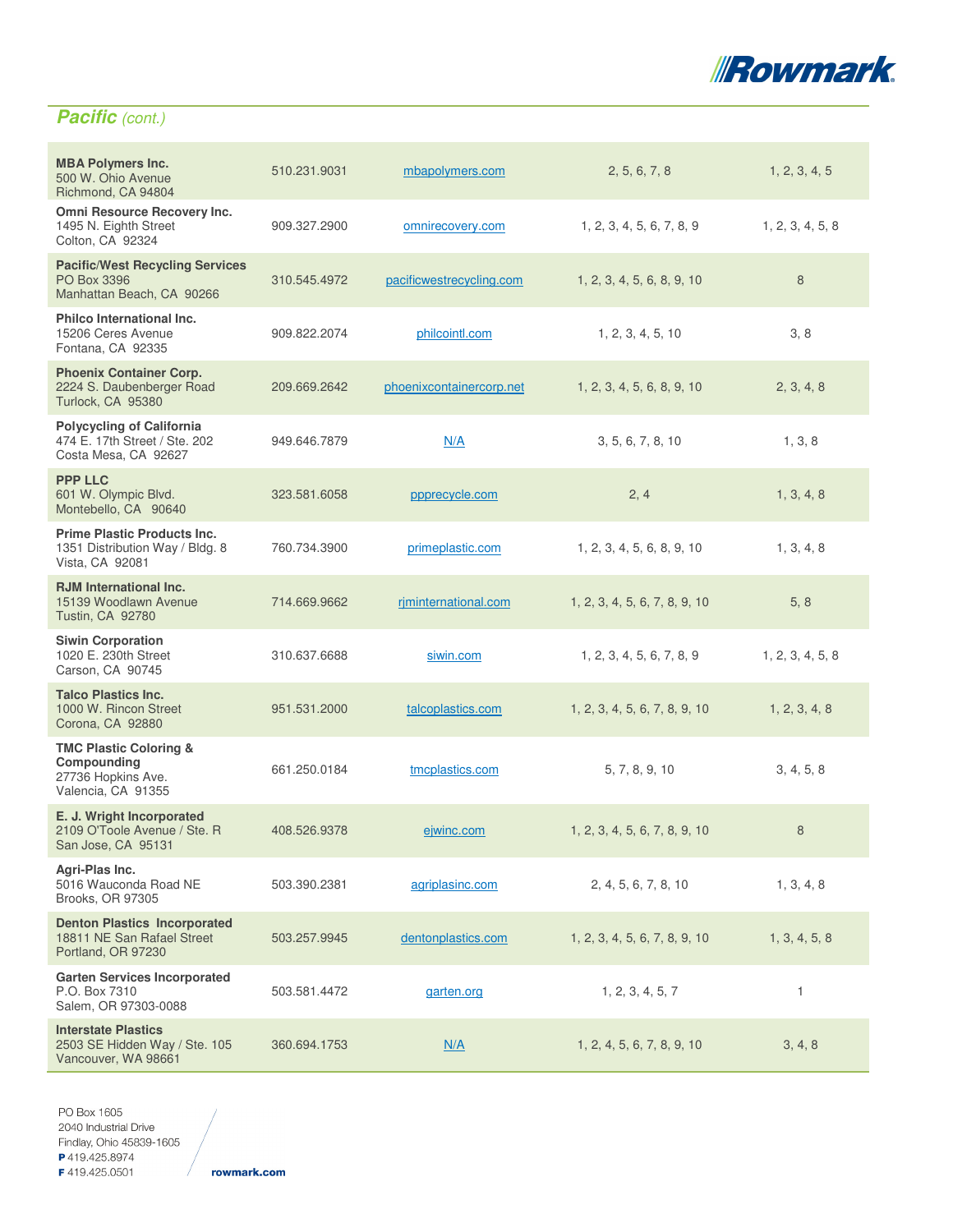## *Pacific (cont.)*

| | | | | |
|---|---|---|---|---|
| **MBA Polymers Inc.**<br>500 W. Ohio Avenue<br>Richmond, CA 94804 | 510.231.9031 | mbapolymers.com | 2, 5, 6, 7, 8 | 1, 2, 3, 4, 5 |
| **Omni Resource Recovery Inc.**<br>1495 N. Eighth Street<br>Colton, CA 92324 | 909.327.2900 | omnirecovery.com | 1, 2, 3, 4, 5, 6, 7, 8, 9 | 1, 2, 3, 4, 5, 8 |
| **Pacific/West Recycling Services**<br>PO Box 3396<br>Manhattan Beach, CA 90266 | 310.545.4972 | pacificwestrecycling.com | 1, 2, 3, 4, 5, 6, 8, 9, 10 | 8 |
| **Philco International Inc.**<br>15206 Ceres Avenue<br>Fontana, CA 92335 | 909.822.2074 | philcointl.com | 1, 2, 3, 4, 5, 10 | 3, 8 |
| **Phoenix Container Corp.**<br>2224 S. Daubenberger Road<br>Turlock, CA 95380 | 209.669.2642 | phoenixcontainercorp.net | 1, 2, 3, 4, 5, 6, 8, 9, 10 | 2, 3, 4, 8 |
| **Polycycling of California**<br>474 E. 17th Street / Ste. 202<br>Costa Mesa, CA 92627 | 949.646.7879 | N/A | 3, 5, 6, 7, 8, 10 | 1, 3, 8 |
| **PPP LLC**<br>601 W. Olympic Blvd.<br>Montebello, CA 90640 | 323.581.6058 | ppprecycle.com | 2, 4 | 1, 3, 4, 8 |
| **Prime Plastic Products Inc.**<br>1351 Distribution Way / Bldg. 8<br>Vista, CA 92081 | 760.734.3900 | primeplastic.com | 1, 2, 3, 4, 5, 6, 8, 9, 10 | 1, 3, 4, 8 |
| **RJM International Inc.**<br>15139 Woodlawn Avenue<br>Tustin, CA 92780 | 714.669.9662 | rjminternational.com | 1, 2, 3, 4, 5, 6, 7, 8, 9, 10 | 5, 8 |
| **Siwin Corporation**<br>1020 E. 230th Street<br>Carson, CA 90745 | 310.637.6688 | siwin.com | 1, 2, 3, 4, 5, 6, 7, 8, 9 | 1, 2, 3, 4, 5, 8 |
| **Talco Plastics Inc.**<br>1000 W. Rincon Street<br>Corona, CA 92880 | 951.531.2000 | talcoplastics.com | 1, 2, 3, 4, 5, 6, 7, 8, 9, 10 | 1, 2, 3, 4, 8 |
| **TMC Plastic Coloring & Compounding**<br>27736 Hopkins Ave.<br>Valencia, CA 91355 | 661.250.0184 | tmcplastics.com | 5, 7, 8, 9, 10 | 3, 4, 5, 8 |
| **E. J. Wright Incorporated**<br>2109 O'Toole Avenue / Ste. R<br>San Jose, CA 95131 | 408.526.9378 | ejwinc.com | 1, 2, 3, 4, 5, 6, 7, 8, 9, 10 | 8 |
| **Agri-Plas Inc.**<br>5016 Wauconda Road NE<br>Brooks, OR 97305 | 503.390.2381 | agriplasinc.com | 2, 4, 5, 6, 7, 8, 10 | 1, 3, 4, 8 |
| **Denton Plastics Incorporated**<br>18811 NE San Rafael Street<br>Portland, OR 97230 | 503.257.9945 | dentonplastics.com | 1, 2, 3, 4, 5, 6, 7, 8, 9, 10 | 1, 3, 4, 5, 8 |
| **Garten Services Incorporated**<br>P.O. Box 7310<br>Salem, OR 97303-0088 | 503.581.4472 | garten.org | 1, 2, 3, 4, 5, 7 | 1 |
| **Interstate Plastics**<br>2503 SE Hidden Way / Ste. 105<br>Vancouver, WA 98661 | 360.694.1753 | N/A | 1, 2, 4, 5, 6, 7, 8, 9, 10 | 3, 4, 8 |

PO Box 1605
2040 Industrial Drive
Findlay, Ohio 45839-1605
**P** 419.425.8974
**F** 419.425.0501

**rowmark.com**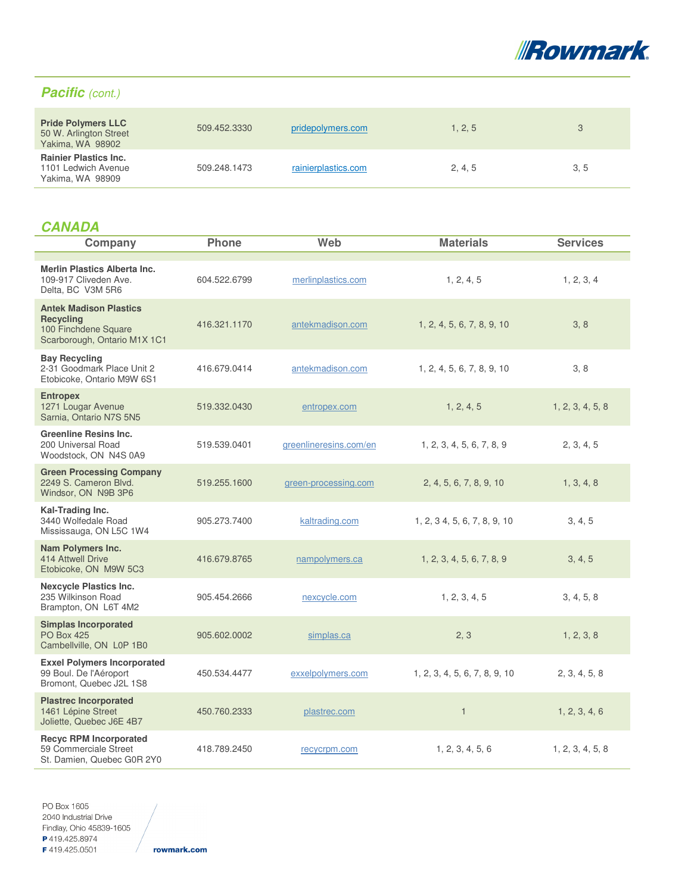## *Pacific (cont.)*

| Company | Phone | Web | Materials | Services |
|---|---|---|---|---|
| **Pride Polymers LLC**<br>50 W. Arlington Street<br>Yakima, WA 98902 | 509.452.3330 | pridepolymers.com | 1, 2, 5 | 3 |
| **Rainier Plastics Inc.**<br>1101 Ledwich Avenue<br>Yakima, WA 98909 | 509.248.1473 | rainierplastics.com | 2, 4, 5 | 3, 5 |

## *CANADA*

| Company | Phone | Web | Materials | Services |
|---|---|---|---|---|
| **Merlin Plastics Alberta Inc.**<br>109-917 Cliveden Ave.<br>Delta, BC V3M 5R6 | 604.522.6799 | merlinplastics.com | 1, 2, 4, 5 | 1, 2, 3, 4 |
| **Antek Madison Plastics Recycling**<br>100 Finchdene Square<br>Scarborough, Ontario M1X 1C1 | 416.321.1170 | antekmadison.com | 1, 2, 4, 5, 6, 7, 8, 9, 10 | 3, 8 |
| **Bay Recycling**<br>2-31 Goodmark Place Unit 2<br>Etobicoke, Ontario M9W 6S1 | 416.679.0414 | antekmadison.com | 1, 2, 4, 5, 6, 7, 8, 9, 10 | 3, 8 |
| **Entropex**<br>1271 Lougar Avenue<br>Sarnia, Ontario N7S 5N5 | 519.332.0430 | entropex.com | 1, 2, 4, 5 | 1, 2, 3, 4, 5, 8 |
| **Greenline Resins Inc.**<br>200 Universal Road<br>Woodstock, ON N4S 0A9 | 519.539.0401 | greenlineresins.com/en | 1, 2, 3, 4, 5, 6, 7, 8, 9 | 2, 3, 4, 5 |
| **Green Processing Company**<br>2249 S. Cameron Blvd.<br>Windsor, ON N9B 3P6 | 519.255.1600 | green-processing.com | 2, 4, 5, 6, 7, 8, 9, 10 | 1, 3, 4, 8 |
| **Kal-Trading Inc.**<br>3440 Wolfedale Road<br>Mississauga, ON L5C 1W4 | 905.273.7400 | kaltrading.com | 1, 2, 3 4, 5, 6, 7, 8, 9, 10 | 3, 4, 5 |
| **Nam Polymers Inc.**<br>414 Attwell Drive<br>Etobicoke, ON M9W 5C3 | 416.679.8765 | nampolymers.ca | 1, 2, 3, 4, 5, 6, 7, 8, 9 | 3, 4, 5 |
| **Nexcycle Plastics Inc.**<br>235 Wilkinson Road<br>Brampton, ON L6T 4M2 | 905.454.2666 | nexcycle.com | 1, 2, 3, 4, 5 | 3, 4, 5, 8 |
| **Simplas Incorporated**<br>PO Box 425<br>Cambellville, ON L0P 1B0 | 905.602.0002 | simplas.ca | 2, 3 | 1, 2, 3, 8 |
| **Exxel Polymers Incorporated**<br>99 Boul. De l'Aéroport<br>Bromont, Quebec J2L 1S8 | 450.534.4477 | exxelpolymers.com | 1, 2, 3, 4, 5, 6, 7, 8, 9, 10 | 2, 3, 4, 5, 8 |
| **Plastrec Incorporated**<br>1461 Lépine Street<br>Joliette, Quebec J6E 4B7 | 450.760.2333 | plastrec.com | 1 | 1, 2, 3, 4, 6 |
| **Recyc RPM Incorporated**<br>59 Commerciale Street<br>St. Damien, Quebec G0R 2Y0 | 418.789.2450 | recycrpm.com | 1, 2, 3, 4, 5, 6 | 1, 2, 3, 4, 5, 8 |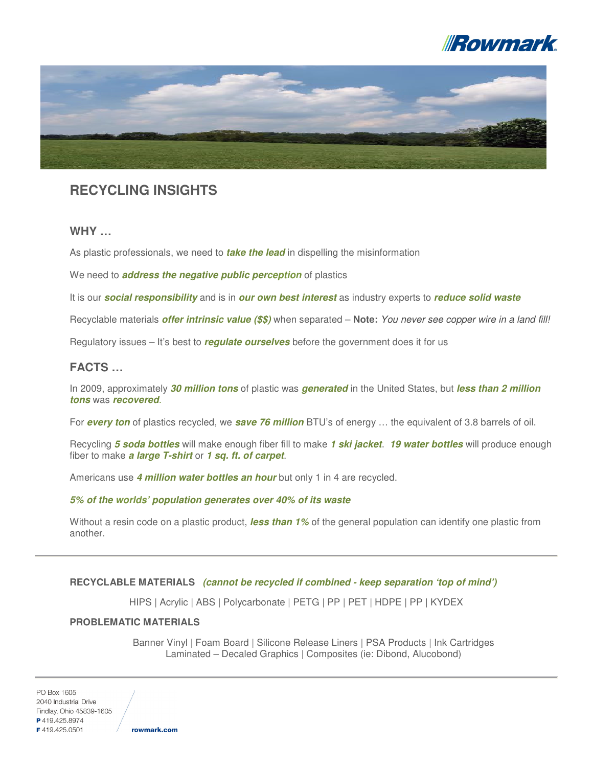Rowmark

# RECYCLING INSIGHTS

## WHY …

As plastic professionals, we need to ***take the lead*** in dispelling the misinformation

We need to ***address the negative public perception*** of plastics

It is our ***social responsibility*** and is in ***our own best interest*** as industry experts to ***reduce solid waste***

Recyclable materials ***offer intrinsic value ($$)*** when separated – **Note:** *You never see copper wire in a land fill!*

Regulatory issues – It's best to ***regulate ourselves*** before the government does it for us

## FACTS …

In 2009, approximately ***30 million tons*** of plastic was ***generated*** in the United States, but ***less than 2 million tons*** was ***recovered***.

For ***every ton*** of plastics recycled, we ***save 76 million*** BTU's of energy … the equivalent of 3.8 barrels of oil.

Recycling ***5 soda bottles*** will make enough fiber fill to make ***1 ski jacket***. ***19 water bottles*** will produce enough fiber to make ***a large T-shirt*** or ***1 sq. ft. of carpet***.

Americans use ***4 million water bottles an hour*** but only 1 in 4 are recycled.

***5% of the worlds' population generates over 40% of its waste***

Without a resin code on a plastic product, ***less than 1%*** of the general population can identify one plastic from another.

---

**RECYCLABLE MATERIALS** ***(cannot be recycled if combined - keep separation 'top of mind')***

HIPS | Acrylic | ABS | Polycarbonate | PETG | PP | PET | HDPE | PP | KYDEX

**PROBLEMATIC MATERIALS**

Banner Vinyl | Foam Board | Silicone Release Liners | PSA Products | Ink Cartridges
Laminated – Decaled Graphics | Composites (ie: Dibond, Alucobond)

---

PO Box 1605
2040 Industrial Drive
Findlay, Ohio 45839-1605
**P** 419.425.8974
**F** 419.425.0501

rowmark.com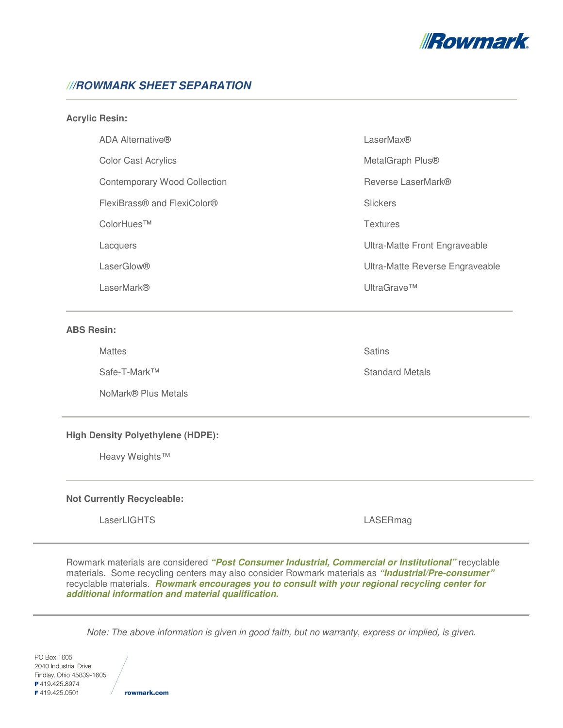## ///ROWMARK SHEET SEPARATION

**Acrylic Resin:**

- ADA Alternative®
- Color Cast Acrylics
- Contemporary Wood Collection
- FlexiBrass® and FlexiColor®
- ColorHues™
- Lacquers
- LaserGlow®
- LaserMark®
- LaserMax®
- MetalGraph Plus®
- Reverse LaserMark®
- Slickers
- Textures
- Ultra-Matte Front Engraveable
- Ultra-Matte Reverse Engraveable
- UltraGrave™

**ABS Resin:**

- Mattes
- Safe-T-Mark™
- NoMark® Plus Metals
- Satins
- Standard Metals

**High Density Polyethylene (HDPE):**

- Heavy Weights™

**Not Currently Recycleable:**

- LaserLIGHTS
- LASERmag

Rowmark materials are considered ***"Post Consumer Industrial, Commercial or Institutional"*** recyclable materials. Some recycling centers may also consider Rowmark materials as ***"Industrial/Pre-consumer"*** recyclable materials. ***Rowmark encourages you to consult with your regional recycling center for additional information and material qualification.***

*Note: The above information is given in good faith, but no warranty, express or implied, is given.*

PO Box 1605
2040 Industrial Drive
Findlay, Ohio 45839-1605
**P** 419.425.8974
**F** 419.425.0501

**rowmark.com**